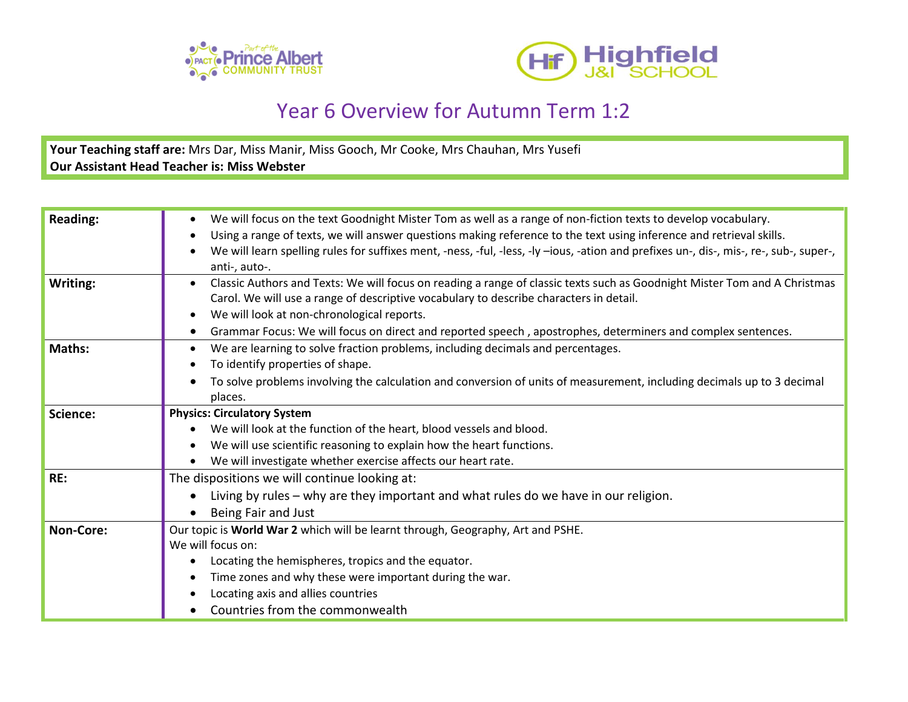# Year 6 Overview for Autumn Term 1:2

**Your Teaching staff are:** Mrs Dar, Miss Manir, Miss Gooch, Mr Cooke, Mrs Chauhan, Mrs Yusefi
**Our Assistant Head Teacher is: Miss Webster**

| | |
|---|---|
| **Reading:** | • We will focus on the text Goodnight Mister Tom as well as a range of non-fiction texts to develop vocabulary.<br>• Using a range of texts, we will answer questions making reference to the text using inference and retrieval skills.<br>• We will learn spelling rules for suffixes ment, -ness, -ful, -less, -ly –ious, -ation and prefixes un-, dis-, mis-, re-, sub-, super-, anti-, auto-. |
| **Writing:** | • Classic Authors and Texts: We will focus on reading a range of classic texts such as Goodnight Mister Tom and A Christmas Carol. We will use a range of descriptive vocabulary to describe characters in detail.<br>• We will look at non-chronological reports.<br>• Grammar Focus: We will focus on direct and reported speech , apostrophes, determiners and complex sentences. |
| **Maths:** | • We are learning to solve fraction problems, including decimals and percentages.<br>• To identify properties of shape.<br>• To solve problems involving the calculation and conversion of units of measurement, including decimals up to 3 decimal places. |
| **Science:** | **Physics: Circulatory System**<br>• We will look at the function of the heart, blood vessels and blood.<br>• We will use scientific reasoning to explain how the heart functions.<br>• We will investigate whether exercise affects our heart rate. |
| **RE:** | The dispositions we will continue looking at:<br>• Living by rules – why are they important and what rules do we have in our religion.<br>• Being Fair and Just |
| **Non-Core:** | Our topic is **World War 2** which will be learnt through, Geography, Art and PSHE.<br>We will focus on:<br>• Locating the hemispheres, tropics and the equator.<br>• Time zones and why these were important during the war.<br>• Locating axis and allies countries<br>• Countries from the commonwealth |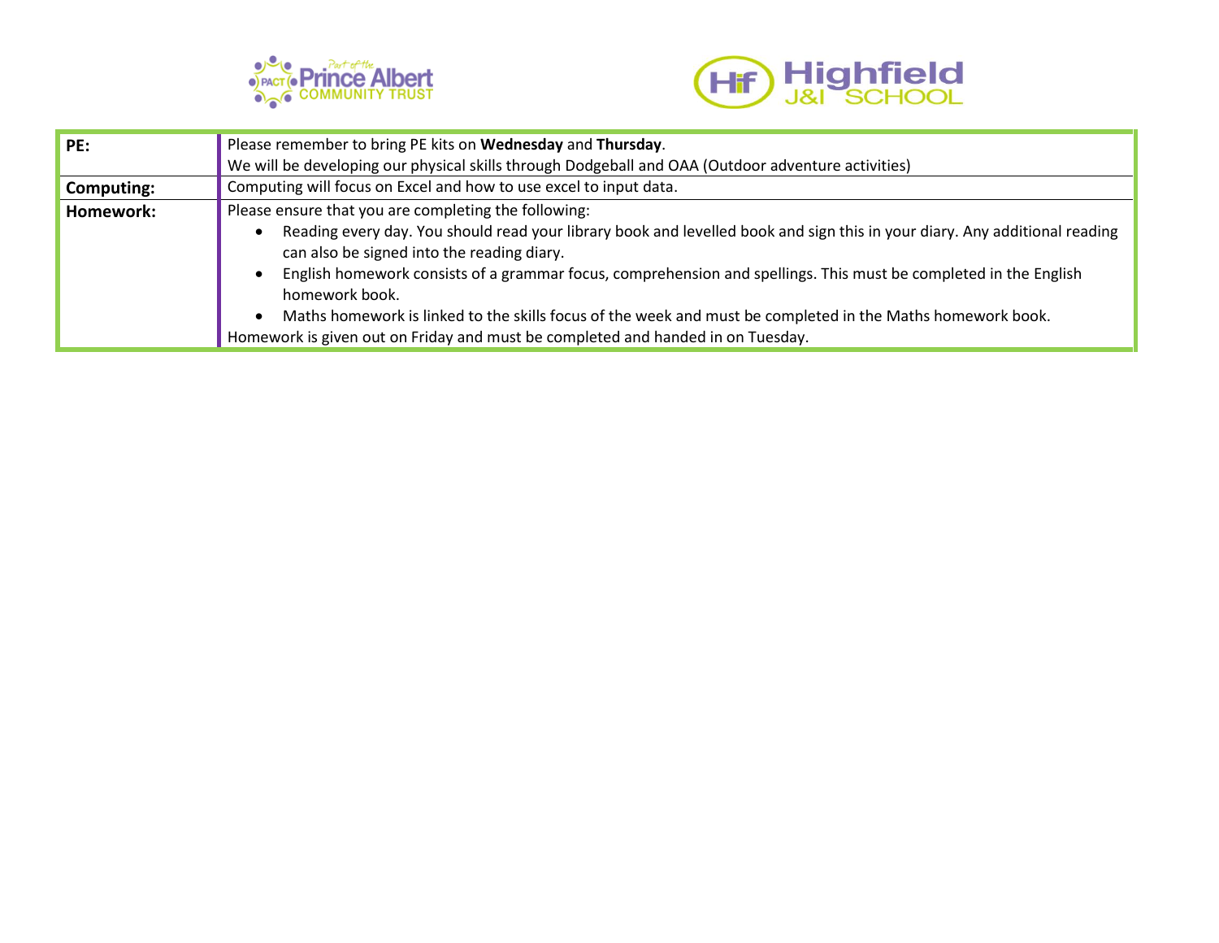| | |
|---|---|
| **PE:** | Please remember to bring PE kits on **Wednesday** and **Thursday**.<br>We will be developing our physical skills through Dodgeball and OAA (Outdoor adventure activities) |
| **Computing:** | Computing will focus on Excel and how to use excel to input data. |
| **Homework:** | Please ensure that you are completing the following:<br>• Reading every day. You should read your library book and levelled book and sign this in your diary. Any additional reading can also be signed into the reading diary.<br>• English homework consists of a grammar focus, comprehension and spellings. This must be completed in the English homework book.<br>• Maths homework is linked to the skills focus of the week and must be completed in the Maths homework book.<br>Homework is given out on Friday and must be completed and handed in on Tuesday. |